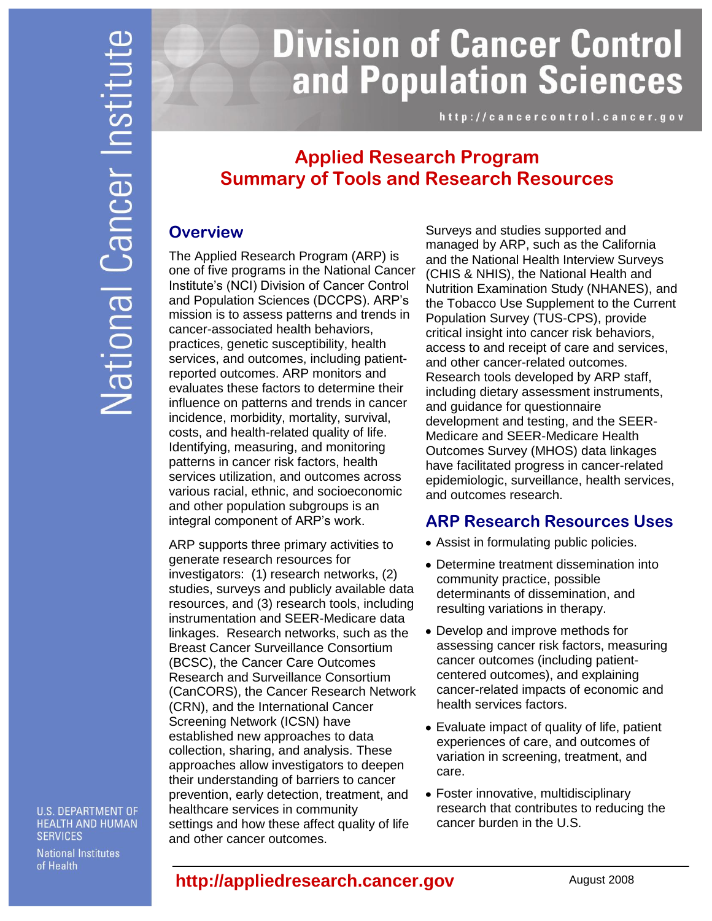National Cancer Institute

# Division of Cancer Control and Population Sciences

http://cancercontrol.cancer.gov

## Applied Research Program
## Summary of Tools and Research Resources

### Overview

The Applied Research Program (ARP) is one of five programs in the National Cancer Institute's (NCI) Division of Cancer Control and Population Sciences (DCCPS). ARP's mission is to assess patterns and trends in cancer-associated health behaviors, practices, genetic susceptibility, health services, and outcomes, including patient-reported outcomes. ARP monitors and evaluates these factors to determine their influence on patterns and trends in cancer incidence, morbidity, mortality, survival, costs, and health-related quality of life. Identifying, measuring, and monitoring patterns in cancer risk factors, health services utilization, and outcomes across various racial, ethnic, and socioeconomic and other population subgroups is an integral component of ARP's work.

ARP supports three primary activities to generate research resources for investigators: (1) research networks, (2) studies, surveys and publicly available data resources, and (3) research tools, including instrumentation and SEER-Medicare data linkages. Research networks, such as the Breast Cancer Surveillance Consortium (BCSC), the Cancer Care Outcomes Research and Surveillance Consortium (CanCORS), the Cancer Research Network (CRN), and the International Cancer Screening Network (ICSN) have established new approaches to data collection, sharing, and analysis. These approaches allow investigators to deepen their understanding of barriers to cancer prevention, early detection, treatment, and healthcare services in community settings and how these affect quality of life and other cancer outcomes.

Surveys and studies supported and managed by ARP, such as the California and the National Health Interview Surveys (CHIS & NHIS), the National Health and Nutrition Examination Study (NHANES), and the Tobacco Use Supplement to the Current Population Survey (TUS-CPS), provide critical insight into cancer risk behaviors, access to and receipt of care and services, and other cancer-related outcomes. Research tools developed by ARP staff, including dietary assessment instruments, and guidance for questionnaire development and testing, and the SEER-Medicare and SEER-Medicare Health Outcomes Survey (MHOS) data linkages have facilitated progress in cancer-related epidemiologic, surveillance, health services, and outcomes research.

### ARP Research Resources Uses

- Assist in formulating public policies.
- Determine treatment dissemination into community practice, possible determinants of dissemination, and resulting variations in therapy.
- Develop and improve methods for assessing cancer risk factors, measuring cancer outcomes (including patient-centered outcomes), and explaining cancer-related impacts of economic and health services factors.
- Evaluate impact of quality of life, patient experiences of care, and outcomes of variation in screening, treatment, and care.
- Foster innovative, multidisciplinary research that contributes to reducing the cancer burden in the U.S.

U.S. DEPARTMENT OF HEALTH AND HUMAN SERVICES
National Institutes of Health

**http://appliedresearch.cancer.gov**

August 2008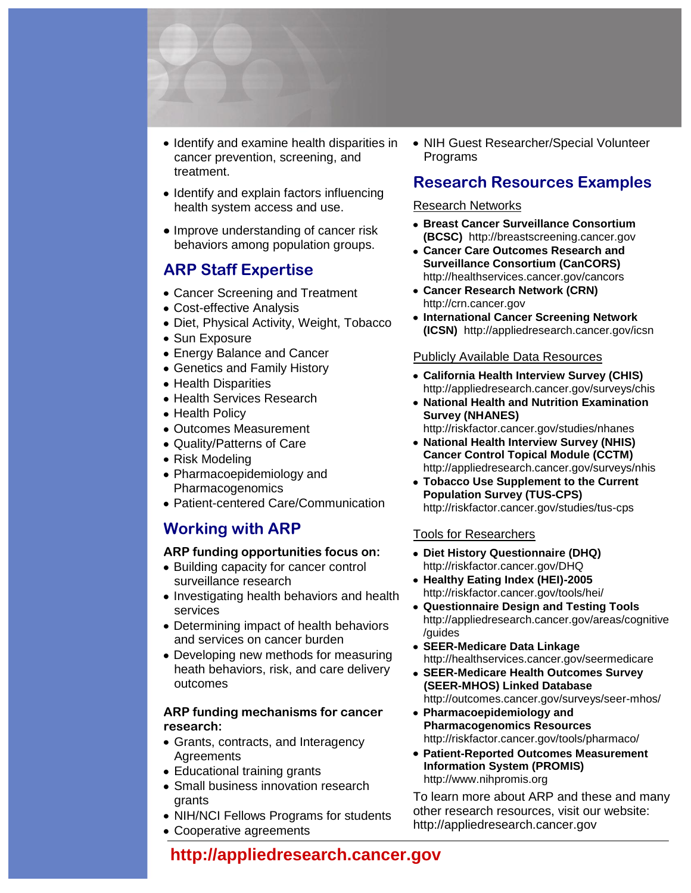- Identify and examine health disparities in cancer prevention, screening, and treatment.
- Identify and explain factors influencing health system access and use.
- Improve understanding of cancer risk behaviors among population groups.

## ARP Staff Expertise

- Cancer Screening and Treatment
- Cost-effective Analysis
- Diet, Physical Activity, Weight, Tobacco
- Sun Exposure
- Energy Balance and Cancer
- Genetics and Family History
- Health Disparities
- Health Services Research
- Health Policy
- Outcomes Measurement
- Quality/Patterns of Care
- Risk Modeling
- Pharmacoepidemiology and Pharmacogenomics
- Patient-centered Care/Communication

## Working with ARP

**ARP funding opportunities focus on:**

- Building capacity for cancer control surveillance research
- Investigating health behaviors and health services
- Determining impact of health behaviors and services on cancer burden
- Developing new methods for measuring heath behaviors, risk, and care delivery outcomes

**ARP funding mechanisms for cancer research:**

- Grants, contracts, and Interagency Agreements
- Educational training grants
- Small business innovation research grants
- NIH/NCI Fellows Programs for students
- Cooperative agreements
- NIH Guest Researcher/Special Volunteer Programs

## Research Resources Examples

Research Networks

- **Breast Cancer Surveillance Consortium (BCSC)** http://breastscreening.cancer.gov
- **Cancer Care Outcomes Research and Surveillance Consortium (CanCORS)** http://healthservices.cancer.gov/cancors
- **Cancer Research Network (CRN)** http://crn.cancer.gov
- **International Cancer Screening Network (ICSN)** http://appliedresearch.cancer.gov/icsn

Publicly Available Data Resources

- **California Health Interview Survey (CHIS)** http://appliedresearch.cancer.gov/surveys/chis
- **National Health and Nutrition Examination Survey (NHANES)** http://riskfactor.cancer.gov/studies/nhanes
- **National Health Interview Survey (NHIS) Cancer Control Topical Module (CCTM)** http://appliedresearch.cancer.gov/surveys/nhis
- **Tobacco Use Supplement to the Current Population Survey (TUS-CPS)** http://riskfactor.cancer.gov/studies/tus-cps

Tools for Researchers

- **Diet History Questionnaire (DHQ)** http://riskfactor.cancer.gov/DHQ
- **Healthy Eating Index (HEI)-2005** http://riskfactor.cancer.gov/tools/hei/
- **Questionnaire Design and Testing Tools** http://appliedresearch.cancer.gov/areas/cognitive/guides
- **SEER-Medicare Data Linkage** http://healthservices.cancer.gov/seermedicare
- **SEER-Medicare Health Outcomes Survey (SEER-MHOS) Linked Database** http://outcomes.cancer.gov/surveys/seer-mhos/
- **Pharmacoepidemiology and Pharmacogenomics Resources** http://riskfactor.cancer.gov/tools/pharmaco/
- **Patient-Reported Outcomes Measurement Information System (PROMIS)** http://www.nihpromis.org

To learn more about ARP and these and many other research resources, visit our website: http://appliedresearch.cancer.gov

**http://appliedresearch.cancer.gov**